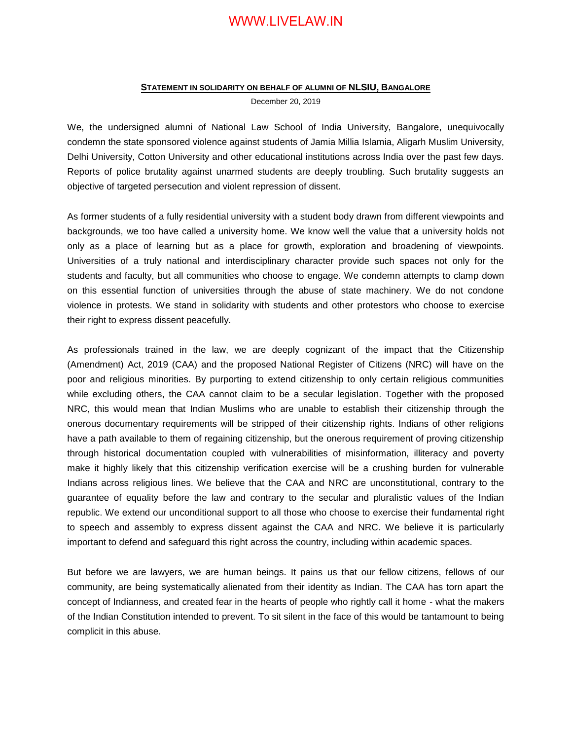## STATEMENT IN SOLIDARITY ON BEHALF OF ALUMNI OF NLSIU, BANGALORE

December 20, 2019

We, the undersigned alumni of National Law School of India University, Bangalore, unequivocally condemn the state sponsored violence against students of Jamia Millia Islamia, Aligarh Muslim University, Delhi University, Cotton University and other educational institutions across India over the past few days. Reports of police brutality against unarmed students are deeply troubling. Such brutality suggests an objective of targeted persecution and violent repression of dissent.

As former students of a fully residential university with a student body drawn from different viewpoints and backgrounds, we too have called a university home. We know well the value that a university holds not only as a place of learning but as a place for growth, exploration and broadening of viewpoints. Universities of a truly national and interdisciplinary character provide such spaces not only for the students and faculty, but all communities who choose to engage. We condemn attempts to clamp down on this essential function of universities through the abuse of state machinery. We do not condone violence in protests. We stand in solidarity with students and other protestors who choose to exercise their right to express dissent peacefully.

As professionals trained in the law, we are deeply cognizant of the impact that the Citizenship (Amendment) Act, 2019 (CAA) and the proposed National Register of Citizens (NRC) will have on the poor and religious minorities. By purporting to extend citizenship to only certain religious communities while excluding others, the CAA cannot claim to be a secular legislation. Together with the proposed NRC, this would mean that Indian Muslims who are unable to establish their citizenship through the onerous documentary requirements will be stripped of their citizenship rights. Indians of other religions have a path available to them of regaining citizenship, but the onerous requirement of proving citizenship through historical documentation coupled with vulnerabilities of misinformation, illiteracy and poverty make it highly likely that this citizenship verification exercise will be a crushing burden for vulnerable Indians across religious lines. We believe that the CAA and NRC are unconstitutional, contrary to the guarantee of equality before the law and contrary to the secular and pluralistic values of the Indian republic. We extend our unconditional support to all those who choose to exercise their fundamental right to speech and assembly to express dissent against the CAA and NRC. We believe it is particularly important to defend and safeguard this right across the country, including within academic spaces.

But before we are lawyers, we are human beings. It pains us that our fellow citizens, fellows of our community, are being systematically alienated from their identity as Indian. The CAA has torn apart the concept of Indianness, and created fear in the hearts of people who rightly call it home - what the makers of the Indian Constitution intended to prevent. To sit silent in the face of this would be tantamount to being complicit in this abuse.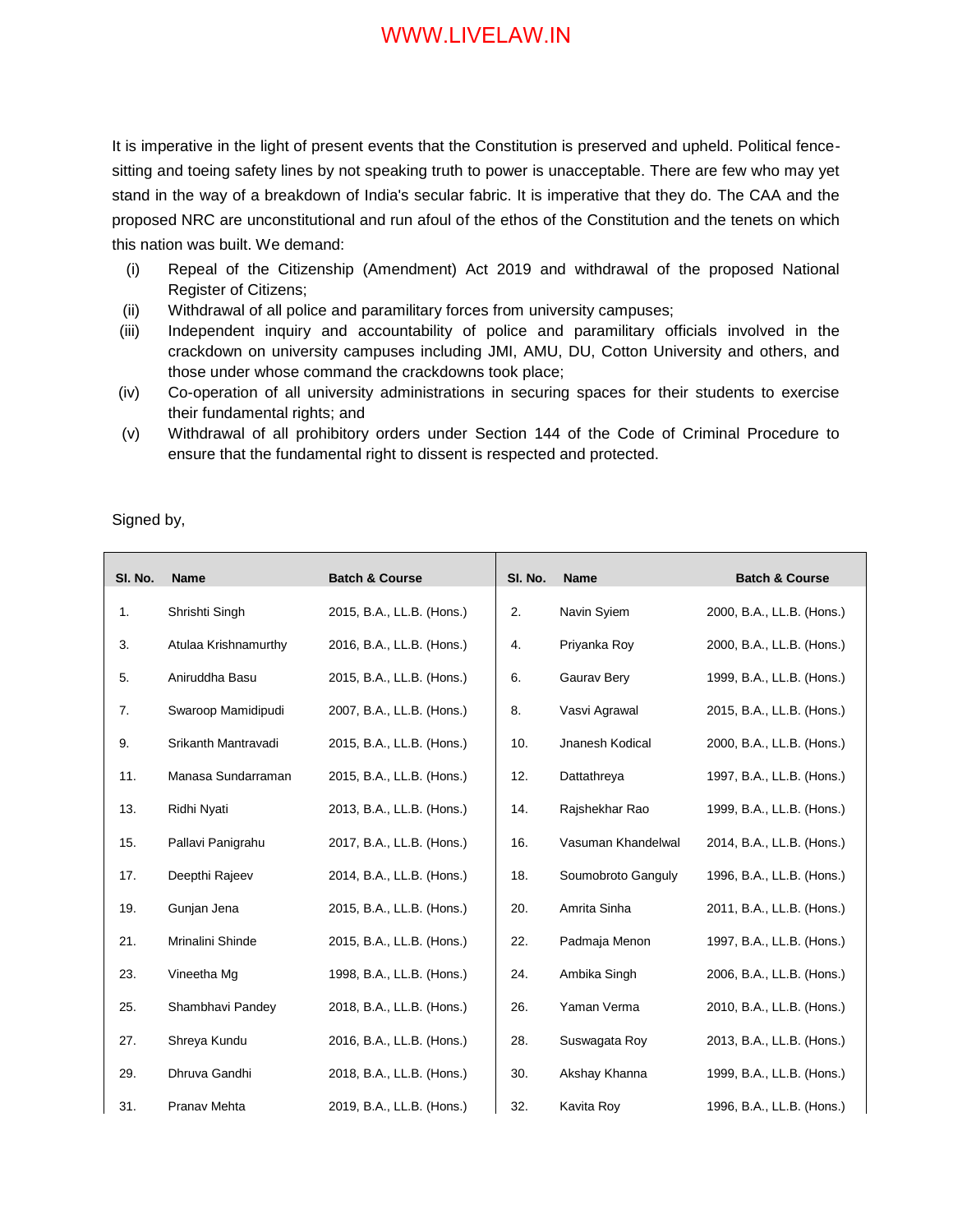It is imperative in the light of present events that the Constitution is preserved and upheld. Political fence-sitting and toeing safety lines by not speaking truth to power is unacceptable. There are few who may yet stand in the way of a breakdown of India's secular fabric. It is imperative that they do. The CAA and the proposed NRC are unconstitutional and run afoul of the ethos of the Constitution and the tenets on which this nation was built. We demand:

(i) Repeal of the Citizenship (Amendment) Act 2019 and withdrawal of the proposed National Register of Citizens;
(ii) Withdrawal of all police and paramilitary forces from university campuses;
(iii) Independent inquiry and accountability of police and paramilitary officials involved in the crackdown on university campuses including JMI, AMU, DU, Cotton University and others, and those under whose command the crackdowns took place;
(iv) Co-operation of all university administrations in securing spaces for their students to exercise their fundamental rights; and
(v) Withdrawal of all prohibitory orders under Section 144 of the Code of Criminal Procedure to ensure that the fundamental right to dissent is respected and protected.

Signed by,

| Sl. No. | Name | Batch & Course | Sl. No. | Name | Batch & Course |
|---|---|---|---|---|---|
| 1. | Shrishti Singh | 2015, B.A., LL.B. (Hons.) | 2. | Navin Syiem | 2000, B.A., LL.B. (Hons.) |
| 3. | Atulaa Krishnamurthy | 2016, B.A., LL.B. (Hons.) | 4. | Priyanka Roy | 2000, B.A., LL.B. (Hons.) |
| 5. | Aniruddha Basu | 2015, B.A., LL.B. (Hons.) | 6. | Gaurav Bery | 1999, B.A., LL.B. (Hons.) |
| 7. | Swaroop Mamidipudi | 2007, B.A., LL.B. (Hons.) | 8. | Vasvi Agrawal | 2015, B.A., LL.B. (Hons.) |
| 9. | Srikanth Mantravadi | 2015, B.A., LL.B. (Hons.) | 10. | Jnanesh Kodical | 2000, B.A., LL.B. (Hons.) |
| 11. | Manasa Sundarraman | 2015, B.A., LL.B. (Hons.) | 12. | Dattathreya | 1997, B.A., LL.B. (Hons.) |
| 13. | Ridhi Nyati | 2013, B.A., LL.B. (Hons.) | 14. | Rajshekhar Rao | 1999, B.A., LL.B. (Hons.) |
| 15. | Pallavi Panigrahu | 2017, B.A., LL.B. (Hons.) | 16. | Vasuman Khandelwal | 2014, B.A., LL.B. (Hons.) |
| 17. | Deepthi Rajeev | 2014, B.A., LL.B. (Hons.) | 18. | Soumobroto Ganguly | 1996, B.A., LL.B. (Hons.) |
| 19. | Gunjan Jena | 2015, B.A., LL.B. (Hons.) | 20. | Amrita Sinha | 2011, B.A., LL.B. (Hons.) |
| 21. | Mrinalini Shinde | 2015, B.A., LL.B. (Hons.) | 22. | Padmaja Menon | 1997, B.A., LL.B. (Hons.) |
| 23. | Vineetha Mg | 1998, B.A., LL.B. (Hons.) | 24. | Ambika Singh | 2006, B.A., LL.B. (Hons.) |
| 25. | Shambhavi Pandey | 2018, B.A., LL.B. (Hons.) | 26. | Yaman Verma | 2010, B.A., LL.B. (Hons.) |
| 27. | Shreya Kundu | 2016, B.A., LL.B. (Hons.) | 28. | Suswagata Roy | 2013, B.A., LL.B. (Hons.) |
| 29. | Dhruva Gandhi | 2018, B.A., LL.B. (Hons.) | 30. | Akshay Khanna | 1999, B.A., LL.B. (Hons.) |
| 31. | Pranav Mehta | 2019, B.A., LL.B. (Hons.) | 32. | Kavita Roy | 1996, B.A., LL.B. (Hons.) |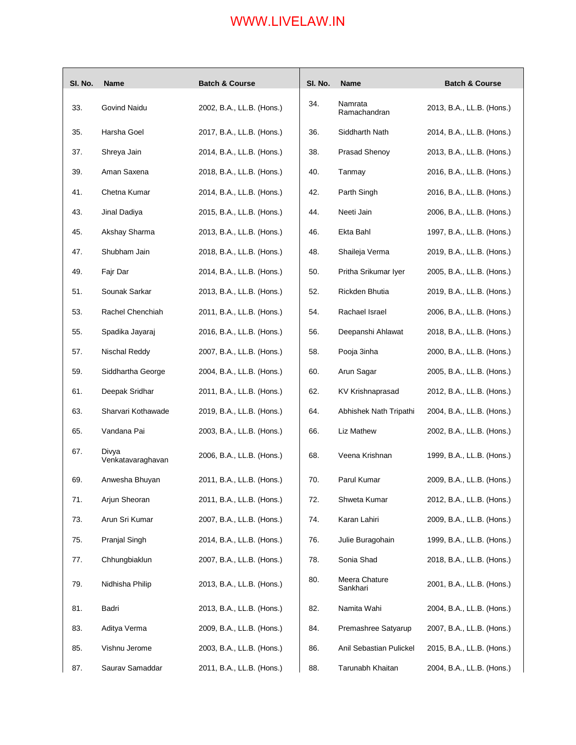| Sl. No. | Name | Batch & Course | Sl. No. | Name | Batch & Course |
|---|---|---|---|---|---|
| 33. | Govind Naidu | 2002, B.A., LL.B. (Hons.) | 34. | Namrata Ramachandran | 2013, B.A., LL.B. (Hons.) |
| 35. | Harsha Goel | 2017, B.A., LL.B. (Hons.) | 36. | Siddharth Nath | 2014, B.A., LL.B. (Hons.) |
| 37. | Shreya Jain | 2014, B.A., LL.B. (Hons.) | 38. | Prasad Shenoy | 2013, B.A., LL.B. (Hons.) |
| 39. | Aman Saxena | 2018, B.A., LL.B. (Hons.) | 40. | Tanmay | 2016, B.A., LL.B. (Hons.) |
| 41. | Chetna Kumar | 2014, B.A., LL.B. (Hons.) | 42. | Parth Singh | 2016, B.A., LL.B. (Hons.) |
| 43. | Jinal Dadiya | 2015, B.A., LL.B. (Hons.) | 44. | Neeti Jain | 2006, B.A., LL.B. (Hons.) |
| 45. | Akshay Sharma | 2013, B.A., LL.B. (Hons.) | 46. | Ekta Bahl | 1997, B.A., LL.B. (Hons.) |
| 47. | Shubham Jain | 2018, B.A., LL.B. (Hons.) | 48. | Shaileja Verma | 2019, B.A., LL.B. (Hons.) |
| 49. | Fajr Dar | 2014, B.A., LL.B. (Hons.) | 50. | Pritha Srikumar Iyer | 2005, B.A., LL.B. (Hons.) |
| 51. | Sounak Sarkar | 2013, B.A., LL.B. (Hons.) | 52. | Rickden Bhutia | 2019, B.A., LL.B. (Hons.) |
| 53. | Rachel Chenchiah | 2011, B.A., LL.B. (Hons.) | 54. | Rachael Israel | 2006, B.A., LL.B. (Hons.) |
| 55. | Spadika Jayaraj | 2016, B.A., LL.B. (Hons.) | 56. | Deepanshi Ahlawat | 2018, B.A., LL.B. (Hons.) |
| 57. | Nischal Reddy | 2007, B.A., LL.B. (Hons.) | 58. | Pooja 3inha | 2000, B.A., LL.B. (Hons.) |
| 59. | Siddhartha George | 2004, B.A., LL.B. (Hons.) | 60. | Arun Sagar | 2005, B.A., LL.B. (Hons.) |
| 61. | Deepak Sridhar | 2011, B.A., LL.B. (Hons.) | 62. | KV Krishnaprasad | 2012, B.A., LL.B. (Hons.) |
| 63. | Sharvari Kothawade | 2019, B.A., LL.B. (Hons.) | 64. | Abhishek Nath Tripathi | 2004, B.A., LL.B. (Hons.) |
| 65. | Vandana Pai | 2003, B.A., LL.B. (Hons.) | 66. | Liz Mathew | 2002, B.A., LL.B. (Hons.) |
| 67. | Divya Venkatavaraghavan | 2006, B.A., LL.B. (Hons.) | 68. | Veena Krishnan | 1999, B.A., LL.B. (Hons.) |
| 69. | Anwesha Bhuyan | 2011, B.A., LL.B. (Hons.) | 70. | Parul Kumar | 2009, B.A., LL.B. (Hons.) |
| 71. | Arjun Sheoran | 2011, B.A., LL.B. (Hons.) | 72. | Shweta Kumar | 2012, B.A., LL.B. (Hons.) |
| 73. | Arun Sri Kumar | 2007, B.A., LL.B. (Hons.) | 74. | Karan Lahiri | 2009, B.A., LL.B. (Hons.) |
| 75. | Pranjal Singh | 2014, B.A., LL.B. (Hons.) | 76. | Julie Buragohain | 1999, B.A., LL.B. (Hons.) |
| 77. | Chhungbiaklun | 2007, B.A., LL.B. (Hons.) | 78. | Sonia Shad | 2018, B.A., LL.B. (Hons.) |
| 79. | Nidhisha Philip | 2013, B.A., LL.B. (Hons.) | 80. | Meera Chature Sankhari | 2001, B.A., LL.B. (Hons.) |
| 81. | Badri | 2013, B.A., LL.B. (Hons.) | 82. | Namita Wahi | 2004, B.A., LL.B. (Hons.) |
| 83. | Aditya Verma | 2009, B.A., LL.B. (Hons.) | 84. | Premashree Satyarup | 2007, B.A., LL.B. (Hons.) |
| 85. | Vishnu Jerome | 2003, B.A., LL.B. (Hons.) | 86. | Anil Sebastian Pulickel | 2015, B.A., LL.B. (Hons.) |
| 87. | Saurav Samaddar | 2011, B.A., LL.B. (Hons.) | 88. | Tarunabh Khaitan | 2004, B.A., LL.B. (Hons.) |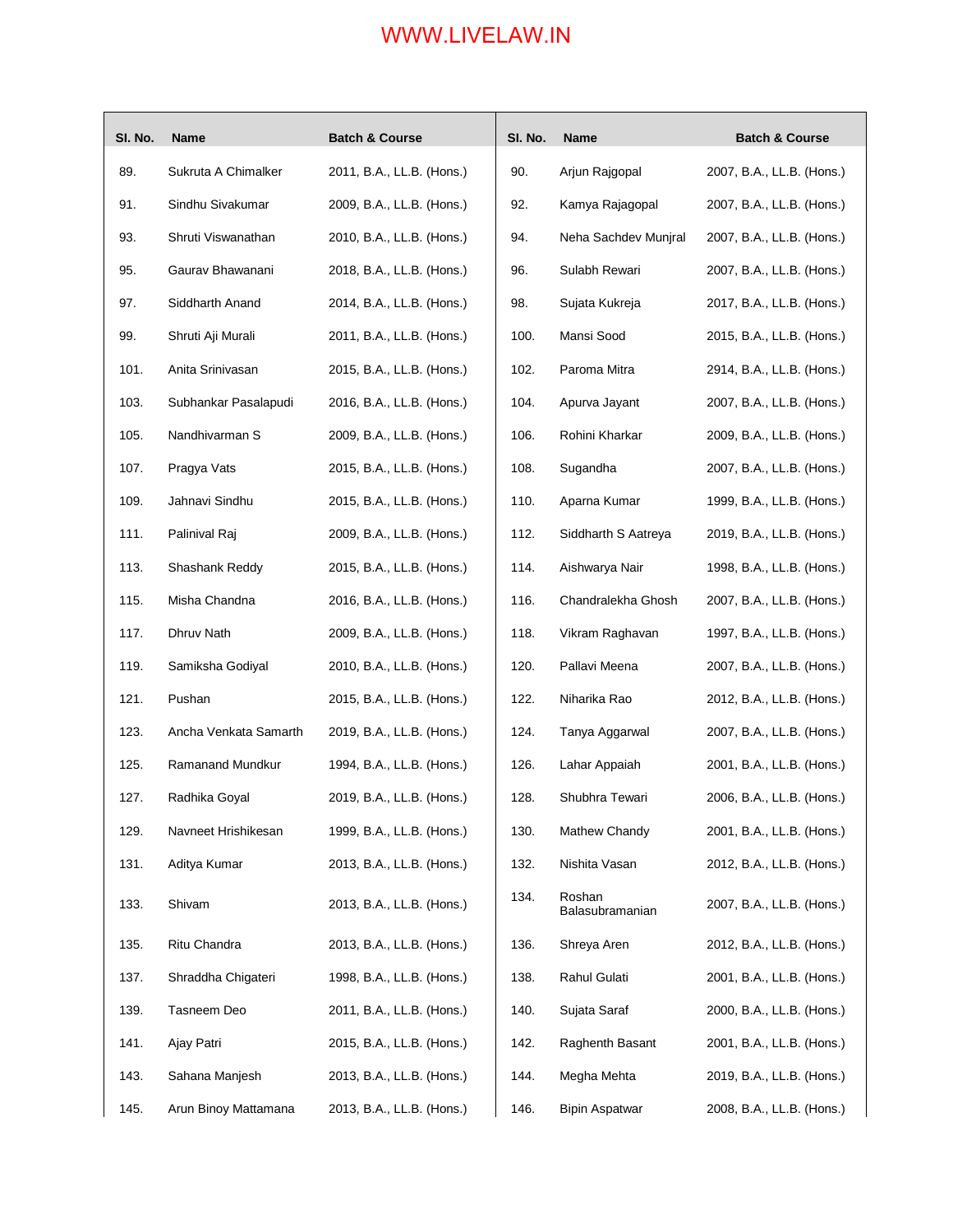| Sl. No. | Name | Batch & Course | Sl. No. | Name | Batch & Course |
|---|---|---|---|---|---|
| 89. | Sukruta A Chimalker | 2011, B.A., LL.B. (Hons.) | 90. | Arjun Rajgopal | 2007, B.A., LL.B. (Hons.) |
| 91. | Sindhu Sivakumar | 2009, B.A., LL.B. (Hons.) | 92. | Kamya Rajagopal | 2007, B.A., LL.B. (Hons.) |
| 93. | Shruti Viswanathan | 2010, B.A., LL.B. (Hons.) | 94. | Neha Sachdev Munjral | 2007, B.A., LL.B. (Hons.) |
| 95. | Gaurav Bhawanani | 2018, B.A., LL.B. (Hons.) | 96. | Sulabh Rewari | 2007, B.A., LL.B. (Hons.) |
| 97. | Siddharth Anand | 2014, B.A., LL.B. (Hons.) | 98. | Sujata Kukreja | 2017, B.A., LL.B. (Hons.) |
| 99. | Shruti Aji Murali | 2011, B.A., LL.B. (Hons.) | 100. | Mansi Sood | 2015, B.A., LL.B. (Hons.) |
| 101. | Anita Srinivasan | 2015, B.A., LL.B. (Hons.) | 102. | Paroma Mitra | 2914, B.A., LL.B. (Hons.) |
| 103. | Subhankar Pasalapudi | 2016, B.A., LL.B. (Hons.) | 104. | Apurva Jayant | 2007, B.A., LL.B. (Hons.) |
| 105. | Nandhivarman S | 2009, B.A., LL.B. (Hons.) | 106. | Rohini Kharkar | 2009, B.A., LL.B. (Hons.) |
| 107. | Pragya Vats | 2015, B.A., LL.B. (Hons.) | 108. | Sugandha | 2007, B.A., LL.B. (Hons.) |
| 109. | Jahnavi Sindhu | 2015, B.A., LL.B. (Hons.) | 110. | Aparna Kumar | 1999, B.A., LL.B. (Hons.) |
| 111. | Palinival Raj | 2009, B.A., LL.B. (Hons.) | 112. | Siddharth S Aatreya | 2019, B.A., LL.B. (Hons.) |
| 113. | Shashank Reddy | 2015, B.A., LL.B. (Hons.) | 114. | Aishwarya Nair | 1998, B.A., LL.B. (Hons.) |
| 115. | Misha Chandna | 2016, B.A., LL.B. (Hons.) | 116. | Chandralekha Ghosh | 2007, B.A., LL.B. (Hons.) |
| 117. | Dhruv Nath | 2009, B.A., LL.B. (Hons.) | 118. | Vikram Raghavan | 1997, B.A., LL.B. (Hons.) |
| 119. | Samiksha Godiyal | 2010, B.A., LL.B. (Hons.) | 120. | Pallavi Meena | 2007, B.A., LL.B. (Hons.) |
| 121. | Pushan | 2015, B.A., LL.B. (Hons.) | 122. | Niharika Rao | 2012, B.A., LL.B. (Hons.) |
| 123. | Ancha Venkata Samarth | 2019, B.A., LL.B. (Hons.) | 124. | Tanya Aggarwal | 2007, B.A., LL.B. (Hons.) |
| 125. | Ramanand Mundkur | 1994, B.A., LL.B. (Hons.) | 126. | Lahar Appaiah | 2001, B.A., LL.B. (Hons.) |
| 127. | Radhika Goyal | 2019, B.A., LL.B. (Hons.) | 128. | Shubhra Tewari | 2006, B.A., LL.B. (Hons.) |
| 129. | Navneet Hrishikesan | 1999, B.A., LL.B. (Hons.) | 130. | Mathew Chandy | 2001, B.A., LL.B. (Hons.) |
| 131. | Aditya Kumar | 2013, B.A., LL.B. (Hons.) | 132. | Nishita Vasan | 2012, B.A., LL.B. (Hons.) |
| 133. | Shivam | 2013, B.A., LL.B. (Hons.) | 134. | Roshan Balasubramanian | 2007, B.A., LL.B. (Hons.) |
| 135. | Ritu Chandra | 2013, B.A., LL.B. (Hons.) | 136. | Shreya Aren | 2012, B.A., LL.B. (Hons.) |
| 137. | Shraddha Chigateri | 1998, B.A., LL.B. (Hons.) | 138. | Rahul Gulati | 2001, B.A., LL.B. (Hons.) |
| 139. | Tasneem Deo | 2011, B.A., LL.B. (Hons.) | 140. | Sujata Saraf | 2000, B.A., LL.B. (Hons.) |
| 141. | Ajay Patri | 2015, B.A., LL.B. (Hons.) | 142. | Raghenth Basant | 2001, B.A., LL.B. (Hons.) |
| 143. | Sahana Manjesh | 2013, B.A., LL.B. (Hons.) | 144. | Megha Mehta | 2019, B.A., LL.B. (Hons.) |
| 145. | Arun Binoy Mattamana | 2013, B.A., LL.B. (Hons.) | 146. | Bipin Aspatwar | 2008, B.A., LL.B. (Hons.) |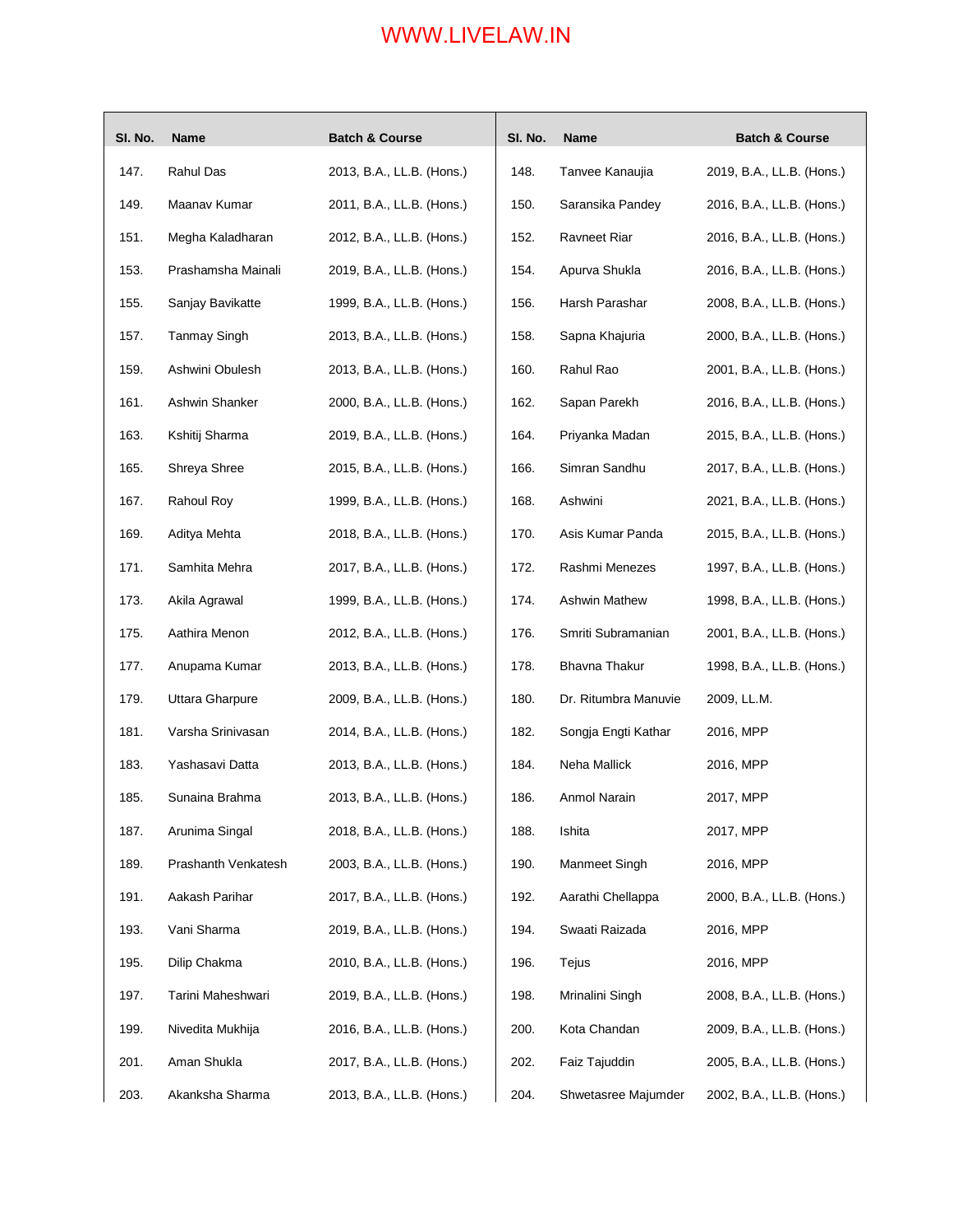| Sl. No. | Name | Batch & Course | Sl. No. | Name | Batch & Course |
|---|---|---|---|---|---|
| 147. | Rahul Das | 2013, B.A., LL.B. (Hons.) | 148. | Tanvee Kanaujia | 2019, B.A., LL.B. (Hons.) |
| 149. | Maanav Kumar | 2011, B.A., LL.B. (Hons.) | 150. | Saransika Pandey | 2016, B.A., LL.B. (Hons.) |
| 151. | Megha Kaladharan | 2012, B.A., LL.B. (Hons.) | 152. | Ravneet Riar | 2016, B.A., LL.B. (Hons.) |
| 153. | Prashamsha Mainali | 2019, B.A., LL.B. (Hons.) | 154. | Apurva Shukla | 2016, B.A., LL.B. (Hons.) |
| 155. | Sanjay Bavikatte | 1999, B.A., LL.B. (Hons.) | 156. | Harsh Parashar | 2008, B.A., LL.B. (Hons.) |
| 157. | Tanmay Singh | 2013, B.A., LL.B. (Hons.) | 158. | Sapna Khajuria | 2000, B.A., LL.B. (Hons.) |
| 159. | Ashwini Obulesh | 2013, B.A., LL.B. (Hons.) | 160. | Rahul Rao | 2001, B.A., LL.B. (Hons.) |
| 161. | Ashwin Shanker | 2000, B.A., LL.B. (Hons.) | 162. | Sapan Parekh | 2016, B.A., LL.B. (Hons.) |
| 163. | Kshitij Sharma | 2019, B.A., LL.B. (Hons.) | 164. | Priyanka Madan | 2015, B.A., LL.B. (Hons.) |
| 165. | Shreya Shree | 2015, B.A., LL.B. (Hons.) | 166. | Simran Sandhu | 2017, B.A., LL.B. (Hons.) |
| 167. | Rahoul Roy | 1999, B.A., LL.B. (Hons.) | 168. | Ashwini | 2021, B.A., LL.B. (Hons.) |
| 169. | Aditya Mehta | 2018, B.A., LL.B. (Hons.) | 170. | Asis Kumar Panda | 2015, B.A., LL.B. (Hons.) |
| 171. | Samhita Mehra | 2017, B.A., LL.B. (Hons.) | 172. | Rashmi Menezes | 1997, B.A., LL.B. (Hons.) |
| 173. | Akila Agrawal | 1999, B.A., LL.B. (Hons.) | 174. | Ashwin Mathew | 1998, B.A., LL.B. (Hons.) |
| 175. | Aathira Menon | 2012, B.A., LL.B. (Hons.) | 176. | Smriti Subramanian | 2001, B.A., LL.B. (Hons.) |
| 177. | Anupama Kumar | 2013, B.A., LL.B. (Hons.) | 178. | Bhavna Thakur | 1998, B.A., LL.B. (Hons.) |
| 179. | Uttara Gharpure | 2009, B.A., LL.B. (Hons.) | 180. | Dr. Ritumbra Manuvie | 2009, LL.M. |
| 181. | Varsha Srinivasan | 2014, B.A., LL.B. (Hons.) | 182. | Songja Engti Kathar | 2016, MPP |
| 183. | Yashasavi Datta | 2013, B.A., LL.B. (Hons.) | 184. | Neha Mallick | 2016, MPP |
| 185. | Sunaina Brahma | 2013, B.A., LL.B. (Hons.) | 186. | Anmol Narain | 2017, MPP |
| 187. | Arunima Singal | 2018, B.A., LL.B. (Hons.) | 188. | Ishita | 2017, MPP |
| 189. | Prashanth Venkatesh | 2003, B.A., LL.B. (Hons.) | 190. | Manmeet Singh | 2016, MPP |
| 191. | Aakash Parihar | 2017, B.A., LL.B. (Hons.) | 192. | Aarathi Chellappa | 2000, B.A., LL.B. (Hons.) |
| 193. | Vani Sharma | 2019, B.A., LL.B. (Hons.) | 194. | Swaati Raizada | 2016, MPP |
| 195. | Dilip Chakma | 2010, B.A., LL.B. (Hons.) | 196. | Tejus | 2016, MPP |
| 197. | Tarini Maheshwari | 2019, B.A., LL.B. (Hons.) | 198. | Mrinalini Singh | 2008, B.A., LL.B. (Hons.) |
| 199. | Nivedita Mukhija | 2016, B.A., LL.B. (Hons.) | 200. | Kota Chandan | 2009, B.A., LL.B. (Hons.) |
| 201. | Aman Shukla | 2017, B.A., LL.B. (Hons.) | 202. | Faiz Tajuddin | 2005, B.A., LL.B. (Hons.) |
| 203. | Akanksha Sharma | 2013, B.A., LL.B. (Hons.) | 204. | Shwetasree Majumder | 2002, B.A., LL.B. (Hons.) |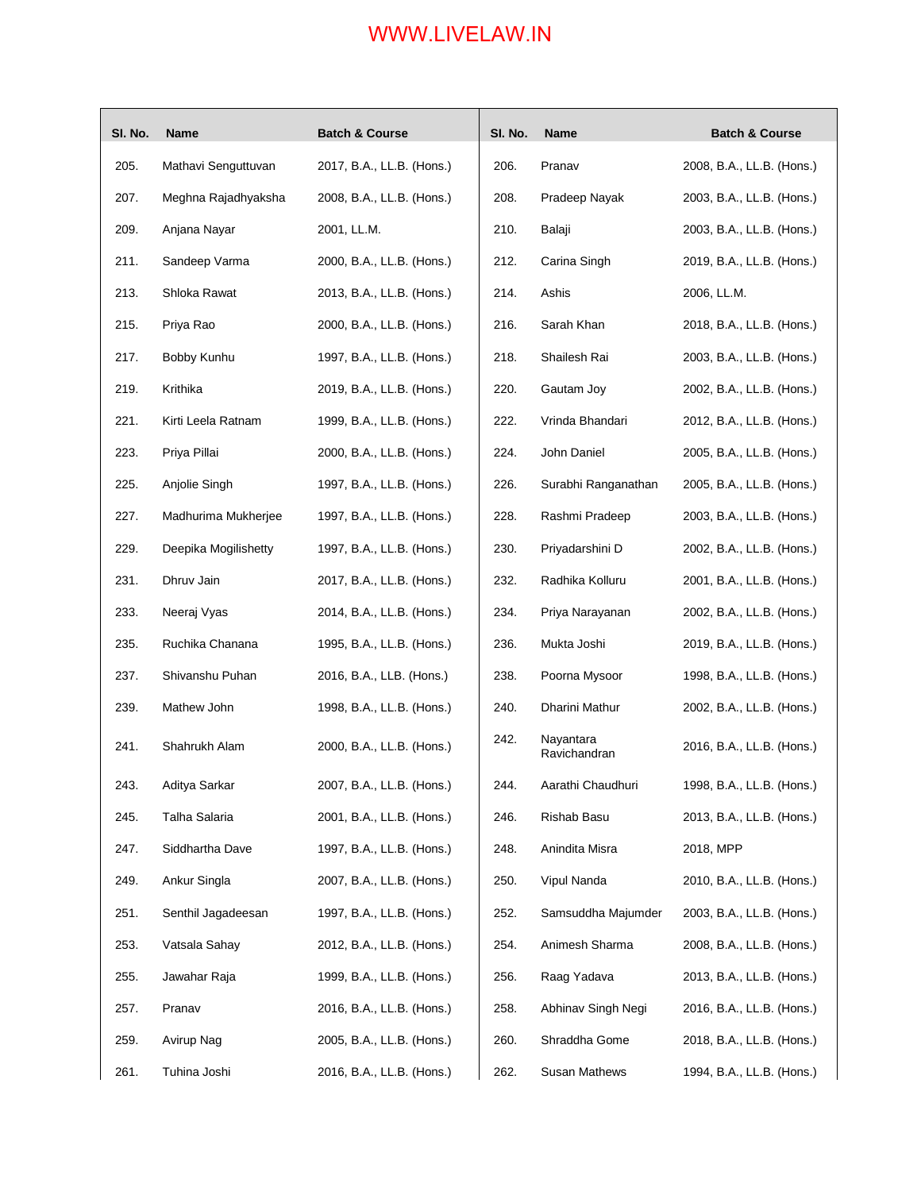| Sl. No. | Name | Batch & Course | Sl. No. | Name | Batch & Course |
|---|---|---|---|---|---|
| 205. | Mathavi Senguttuvan | 2017, B.A., LL.B. (Hons.) | 206. | Pranav | 2008, B.A., LL.B. (Hons.) |
| 207. | Meghna Rajadhyaksha | 2008, B.A., LL.B. (Hons.) | 208. | Pradeep Nayak | 2003, B.A., LL.B. (Hons.) |
| 209. | Anjana Nayar | 2001, LL.M. | 210. | Balaji | 2003, B.A., LL.B. (Hons.) |
| 211. | Sandeep Varma | 2000, B.A., LL.B. (Hons.) | 212. | Carina Singh | 2019, B.A., LL.B. (Hons.) |
| 213. | Shloka Rawat | 2013, B.A., LL.B. (Hons.) | 214. | Ashis | 2006, LL.M. |
| 215. | Priya Rao | 2000, B.A., LL.B. (Hons.) | 216. | Sarah Khan | 2018, B.A., LL.B. (Hons.) |
| 217. | Bobby Kunhu | 1997, B.A., LL.B. (Hons.) | 218. | Shailesh Rai | 2003, B.A., LL.B. (Hons.) |
| 219. | Krithika | 2019, B.A., LL.B. (Hons.) | 220. | Gautam Joy | 2002, B.A., LL.B. (Hons.) |
| 221. | Kirti Leela Ratnam | 1999, B.A., LL.B. (Hons.) | 222. | Vrinda Bhandari | 2012, B.A., LL.B. (Hons.) |
| 223. | Priya Pillai | 2000, B.A., LL.B. (Hons.) | 224. | John Daniel | 2005, B.A., LL.B. (Hons.) |
| 225. | Anjolie Singh | 1997, B.A., LL.B. (Hons.) | 226. | Surabhi Ranganathan | 2005, B.A., LL.B. (Hons.) |
| 227. | Madhurima Mukherjee | 1997, B.A., LL.B. (Hons.) | 228. | Rashmi Pradeep | 2003, B.A., LL.B. (Hons.) |
| 229. | Deepika Mogilishetty | 1997, B.A., LL.B. (Hons.) | 230. | Priyadarshini D | 2002, B.A., LL.B. (Hons.) |
| 231. | Dhruv Jain | 2017, B.A., LL.B. (Hons.) | 232. | Radhika Kolluru | 2001, B.A., LL.B. (Hons.) |
| 233. | Neeraj Vyas | 2014, B.A., LL.B. (Hons.) | 234. | Priya Narayanan | 2002, B.A., LL.B. (Hons.) |
| 235. | Ruchika Chanana | 1995, B.A., LL.B. (Hons.) | 236. | Mukta Joshi | 2019, B.A., LL.B. (Hons.) |
| 237. | Shivanshu Puhan | 2016, B.A., LLB. (Hons.) | 238. | Poorna Mysoor | 1998, B.A., LL.B. (Hons.) |
| 239. | Mathew John | 1998, B.A., LL.B. (Hons.) | 240. | Dharini Mathur | 2002, B.A., LL.B. (Hons.) |
| 241. | Shahrukh Alam | 2000, B.A., LL.B. (Hons.) | 242. | Nayantara Ravichandran | 2016, B.A., LL.B. (Hons.) |
| 243. | Aditya Sarkar | 2007, B.A., LL.B. (Hons.) | 244. | Aarathi Chaudhuri | 1998, B.A., LL.B. (Hons.) |
| 245. | Talha Salaria | 2001, B.A., LL.B. (Hons.) | 246. | Rishab Basu | 2013, B.A., LL.B. (Hons.) |
| 247. | Siddhartha Dave | 1997, B.A., LL.B. (Hons.) | 248. | Anindita Misra | 2018, MPP |
| 249. | Ankur Singla | 2007, B.A., LL.B. (Hons.) | 250. | Vipul Nanda | 2010, B.A., LL.B. (Hons.) |
| 251. | Senthil Jagadeesan | 1997, B.A., LL.B. (Hons.) | 252. | Samsuddha Majumder | 2003, B.A., LL.B. (Hons.) |
| 253. | Vatsala Sahay | 2012, B.A., LL.B. (Hons.) | 254. | Animesh Sharma | 2008, B.A., LL.B. (Hons.) |
| 255. | Jawahar Raja | 1999, B.A., LL.B. (Hons.) | 256. | Raag Yadava | 2013, B.A., LL.B. (Hons.) |
| 257. | Pranav | 2016, B.A., LL.B. (Hons.) | 258. | Abhinav Singh Negi | 2016, B.A., LL.B. (Hons.) |
| 259. | Avirup Nag | 2005, B.A., LL.B. (Hons.) | 260. | Shraddha Gome | 2018, B.A., LL.B. (Hons.) |
| 261. | Tuhina Joshi | 2016, B.A., LL.B. (Hons.) | 262. | Susan Mathews | 1994, B.A., LL.B. (Hons.) |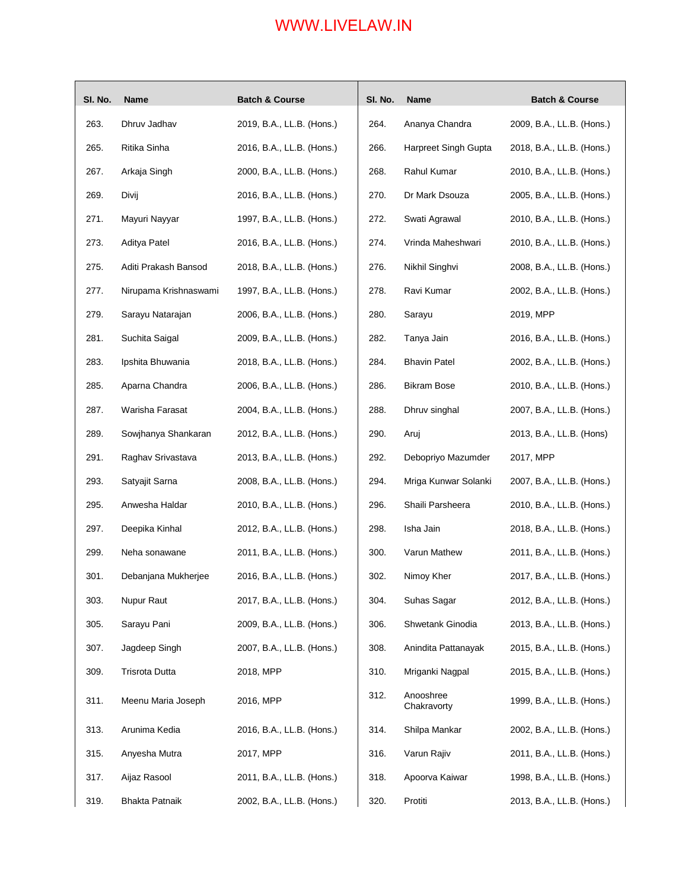| Sl. No. | Name | Batch & Course | Sl. No. | Name | Batch & Course |
|---|---|---|---|---|---|
| 263. | Dhruv Jadhav | 2019, B.A., LL.B. (Hons.) | 264. | Ananya Chandra | 2009, B.A., LL.B. (Hons.) |
| 265. | Ritika Sinha | 2016, B.A., LL.B. (Hons.) | 266. | Harpreet Singh Gupta | 2018, B.A., LL.B. (Hons.) |
| 267. | Arkaja Singh | 2000, B.A., LL.B. (Hons.) | 268. | Rahul Kumar | 2010, B.A., LL.B. (Hons.) |
| 269. | Divij | 2016, B.A., LL.B. (Hons.) | 270. | Dr Mark Dsouza | 2005, B.A., LL.B. (Hons.) |
| 271. | Mayuri Nayyar | 1997, B.A., LL.B. (Hons.) | 272. | Swati Agrawal | 2010, B.A., LL.B. (Hons.) |
| 273. | Aditya Patel | 2016, B.A., LL.B. (Hons.) | 274. | Vrinda Maheshwari | 2010, B.A., LL.B. (Hons.) |
| 275. | Aditi Prakash Bansod | 2018, B.A., LL.B. (Hons.) | 276. | Nikhil Singhvi | 2008, B.A., LL.B. (Hons.) |
| 277. | Nirupama Krishnaswami | 1997, B.A., LL.B. (Hons.) | 278. | Ravi Kumar | 2002, B.A., LL.B. (Hons.) |
| 279. | Sarayu Natarajan | 2006, B.A., LL.B. (Hons.) | 280. | Sarayu | 2019, MPP |
| 281. | Suchita Saigal | 2009, B.A., LL.B. (Hons.) | 282. | Tanya Jain | 2016, B.A., LL.B. (Hons.) |
| 283. | Ipshita Bhuwania | 2018, B.A., LL.B. (Hons.) | 284. | Bhavin Patel | 2002, B.A., LL.B. (Hons.) |
| 285. | Aparna Chandra | 2006, B.A., LL.B. (Hons.) | 286. | Bikram Bose | 2010, B.A., LL.B. (Hons.) |
| 287. | Warisha Farasat | 2004, B.A., LL.B. (Hons.) | 288. | Dhruv singhal | 2007, B.A., LL.B. (Hons.) |
| 289. | Sowjhanya Shankaran | 2012, B.A., LL.B. (Hons.) | 290. | Aruj | 2013, B.A., LL.B. (Hons) |
| 291. | Raghav Srivastava | 2013, B.A., LL.B. (Hons.) | 292. | Debopriyo Mazumder | 2017, MPP |
| 293. | Satyajit Sarna | 2008, B.A., LL.B. (Hons.) | 294. | Mriga Kunwar Solanki | 2007, B.A., LL.B. (Hons.) |
| 295. | Anwesha Haldar | 2010, B.A., LL.B. (Hons.) | 296. | Shaili Parsheera | 2010, B.A., LL.B. (Hons.) |
| 297. | Deepika Kinhal | 2012, B.A., LL.B. (Hons.) | 298. | Isha Jain | 2018, B.A., LL.B. (Hons.) |
| 299. | Neha sonawane | 2011, B.A., LL.B. (Hons.) | 300. | Varun Mathew | 2011, B.A., LL.B. (Hons.) |
| 301. | Debanjana Mukherjee | 2016, B.A., LL.B. (Hons.) | 302. | Nimoy Kher | 2017, B.A., LL.B. (Hons.) |
| 303. | Nupur Raut | 2017, B.A., LL.B. (Hons.) | 304. | Suhas Sagar | 2012, B.A., LL.B. (Hons.) |
| 305. | Sarayu Pani | 2009, B.A., LL.B. (Hons.) | 306. | Shwetank Ginodia | 2013, B.A., LL.B. (Hons.) |
| 307. | Jagdeep Singh | 2007, B.A., LL.B. (Hons.) | 308. | Anindita Pattanayak | 2015, B.A., LL.B. (Hons.) |
| 309. | Trisrota Dutta | 2018, MPP | 310. | Mriganki Nagpal | 2015, B.A., LL.B. (Hons.) |
| 311. | Meenu Maria Joseph | 2016, MPP | 312. | Anooshree Chakravorty | 1999, B.A., LL.B. (Hons.) |
| 313. | Arunima Kedia | 2016, B.A., LL.B. (Hons.) | 314. | Shilpa Mankar | 2002, B.A., LL.B. (Hons.) |
| 315. | Anyesha Mutra | 2017, MPP | 316. | Varun Rajiv | 2011, B.A., LL.B. (Hons.) |
| 317. | Aijaz Rasool | 2011, B.A., LL.B. (Hons.) | 318. | Apoorva Kaiwar | 1998, B.A., LL.B. (Hons.) |
| 319. | Bhakta Patnaik | 2002, B.A., LL.B. (Hons.) | 320. | Protiti | 2013, B.A., LL.B. (Hons.) |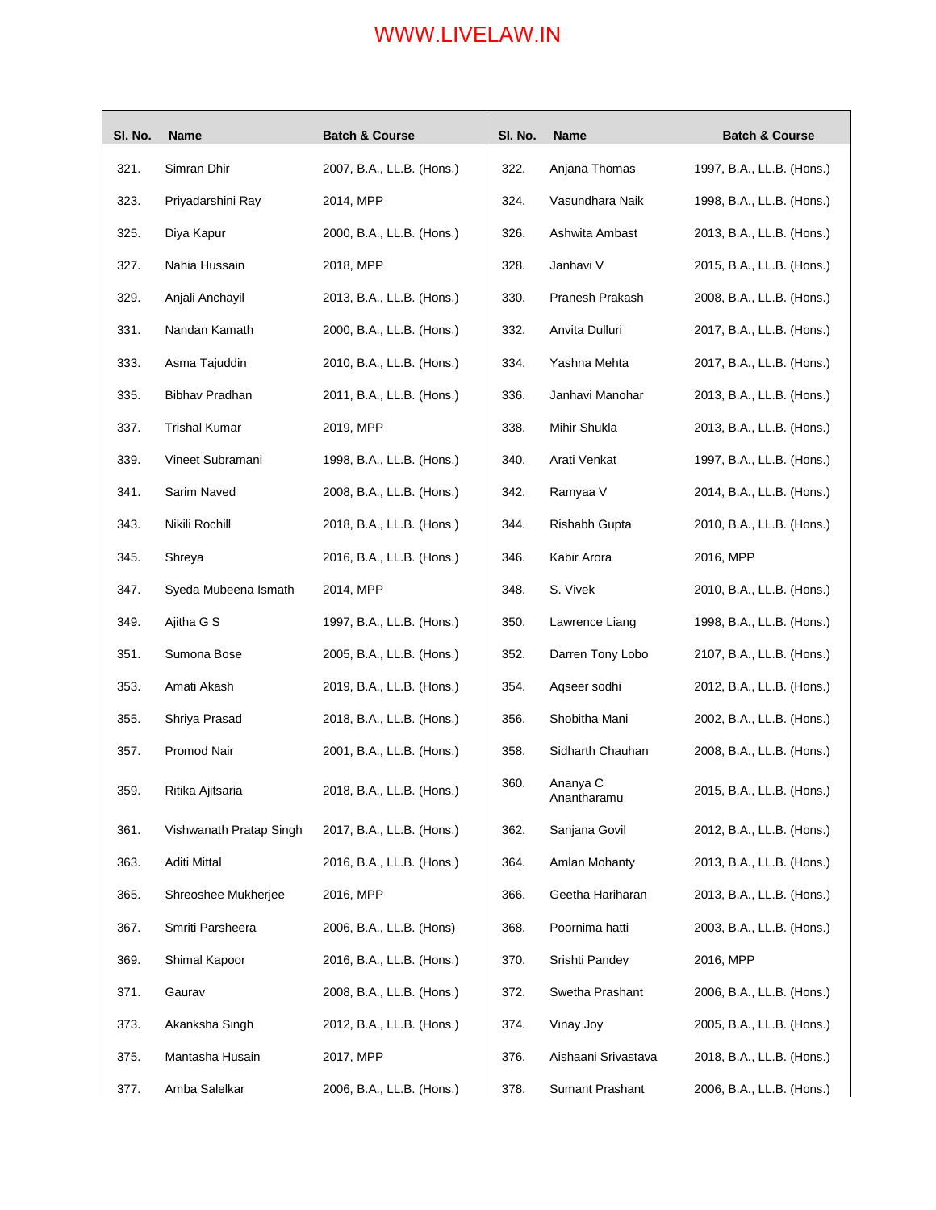| Sl. No. | Name | Batch & Course | Sl. No. | Name | Batch & Course |
|---|---|---|---|---|---|
| 321. | Simran Dhir | 2007, B.A., LL.B. (Hons.) | 322. | Anjana Thomas | 1997, B.A., LL.B. (Hons.) |
| 323. | Priyadarshini Ray | 2014, MPP | 324. | Vasundhara Naik | 1998, B.A., LL.B. (Hons.) |
| 325. | Diya Kapur | 2000, B.A., LL.B. (Hons.) | 326. | Ashwita Ambast | 2013, B.A., LL.B. (Hons.) |
| 327. | Nahia Hussain | 2018, MPP | 328. | Janhavi V | 2015, B.A., LL.B. (Hons.) |
| 329. | Anjali Anchayil | 2013, B.A., LL.B. (Hons.) | 330. | Pranesh Prakash | 2008, B.A., LL.B. (Hons.) |
| 331. | Nandan Kamath | 2000, B.A., LL.B. (Hons.) | 332. | Anvita Dulluri | 2017, B.A., LL.B. (Hons.) |
| 333. | Asma Tajuddin | 2010, B.A., LL.B. (Hons.) | 334. | Yashna Mehta | 2017, B.A., LL.B. (Hons.) |
| 335. | Bibhav Pradhan | 2011, B.A., LL.B. (Hons.) | 336. | Janhavi Manohar | 2013, B.A., LL.B. (Hons.) |
| 337. | Trishal Kumar | 2019, MPP | 338. | Mihir Shukla | 2013, B.A., LL.B. (Hons.) |
| 339. | Vineet Subramani | 1998, B.A., LL.B. (Hons.) | 340. | Arati Venkat | 1997, B.A., LL.B. (Hons.) |
| 341. | Sarim Naved | 2008, B.A., LL.B. (Hons.) | 342. | Ramyaa V | 2014, B.A., LL.B. (Hons.) |
| 343. | Nikili Rochill | 2018, B.A., LL.B. (Hons.) | 344. | Rishabh Gupta | 2010, B.A., LL.B. (Hons.) |
| 345. | Shreya | 2016, B.A., LL.B. (Hons.) | 346. | Kabir Arora | 2016, MPP |
| 347. | Syeda Mubeena Ismath | 2014, MPP | 348. | S. Vivek | 2010, B.A., LL.B. (Hons.) |
| 349. | Ajitha G S | 1997, B.A., LL.B. (Hons.) | 350. | Lawrence Liang | 1998, B.A., LL.B. (Hons.) |
| 351. | Sumona Bose | 2005, B.A., LL.B. (Hons.) | 352. | Darren Tony Lobo | 2107, B.A., LL.B. (Hons.) |
| 353. | Amati Akash | 2019, B.A., LL.B. (Hons.) | 354. | Aqseer sodhi | 2012, B.A., LL.B. (Hons.) |
| 355. | Shriya Prasad | 2018, B.A., LL.B. (Hons.) | 356. | Shobitha Mani | 2002, B.A., LL.B. (Hons.) |
| 357. | Promod Nair | 2001, B.A., LL.B. (Hons.) | 358. | Sidharth Chauhan | 2008, B.A., LL.B. (Hons.) |
| 359. | Ritika Ajitsaria | 2018, B.A., LL.B. (Hons.) | 360. | Ananya C Anantharamu | 2015, B.A., LL.B. (Hons.) |
| 361. | Vishwanath Pratap Singh | 2017, B.A., LL.B. (Hons.) | 362. | Sanjana Govil | 2012, B.A., LL.B. (Hons.) |
| 363. | Aditi Mittal | 2016, B.A., LL.B. (Hons.) | 364. | Amlan Mohanty | 2013, B.A., LL.B. (Hons.) |
| 365. | Shreoshee Mukherjee | 2016, MPP | 366. | Geetha Hariharan | 2013, B.A., LL.B. (Hons.) |
| 367. | Smriti Parsheera | 2006, B.A., LL.B. (Hons) | 368. | Poornima hatti | 2003, B.A., LL.B. (Hons.) |
| 369. | Shimal Kapoor | 2016, B.A., LL.B. (Hons.) | 370. | Srishti Pandey | 2016, MPP |
| 371. | Gaurav | 2008, B.A., LL.B. (Hons.) | 372. | Swetha Prashant | 2006, B.A., LL.B. (Hons.) |
| 373. | Akanksha Singh | 2012, B.A., LL.B. (Hons.) | 374. | Vinay Joy | 2005, B.A., LL.B. (Hons.) |
| 375. | Mantasha Husain | 2017, MPP | 376. | Aishaani Srivastava | 2018, B.A., LL.B. (Hons.) |
| 377. | Amba Salelkar | 2006, B.A., LL.B. (Hons.) | 378. | Sumant Prashant | 2006, B.A., LL.B. (Hons.) |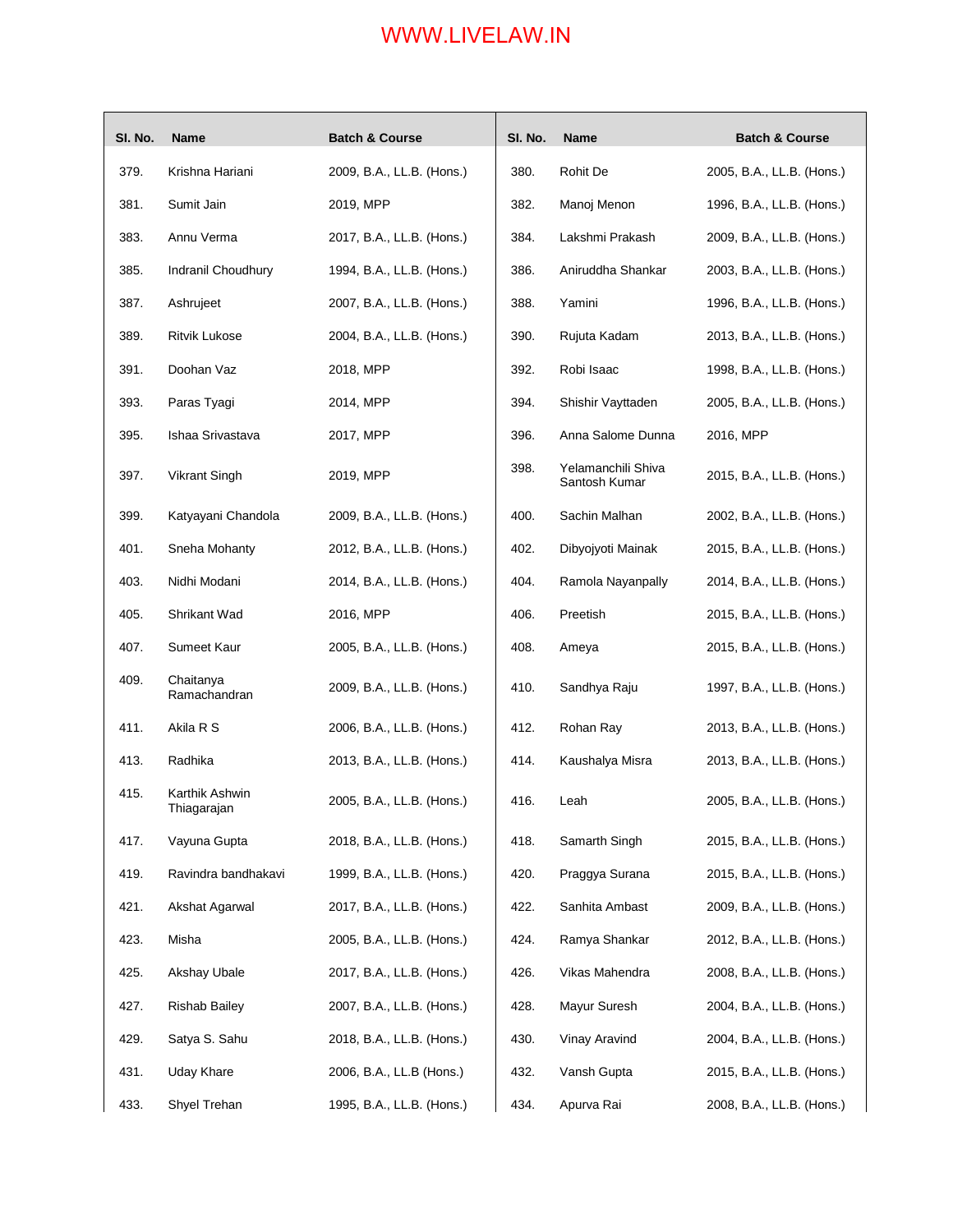| Sl. No. | Name | Batch & Course | Sl. No. | Name | Batch & Course |
|---|---|---|---|---|---|
| 379. | Krishna Hariani | 2009, B.A., LL.B. (Hons.) | 380. | Rohit De | 2005, B.A., LL.B. (Hons.) |
| 381. | Sumit Jain | 2019, MPP | 382. | Manoj Menon | 1996, B.A., LL.B. (Hons.) |
| 383. | Annu Verma | 2017, B.A., LL.B. (Hons.) | 384. | Lakshmi Prakash | 2009, B.A., LL.B. (Hons.) |
| 385. | Indranil Choudhury | 1994, B.A., LL.B. (Hons.) | 386. | Aniruddha Shankar | 2003, B.A., LL.B. (Hons.) |
| 387. | Ashrujeet | 2007, B.A., LL.B. (Hons.) | 388. | Yamini | 1996, B.A., LL.B. (Hons.) |
| 389. | Ritvik Lukose | 2004, B.A., LL.B. (Hons.) | 390. | Rujuta Kadam | 2013, B.A., LL.B. (Hons.) |
| 391. | Doohan Vaz | 2018, MPP | 392. | Robi Isaac | 1998, B.A., LL.B. (Hons.) |
| 393. | Paras Tyagi | 2014, MPP | 394. | Shishir Vayttaden | 2005, B.A., LL.B. (Hons.) |
| 395. | Ishaa Srivastava | 2017, MPP | 396. | Anna Salome Dunna | 2016, MPP |
| 397. | Vikrant Singh | 2019, MPP | 398. | Yelamanchili Shiva Santosh Kumar | 2015, B.A., LL.B. (Hons.) |
| 399. | Katyayani Chandola | 2009, B.A., LL.B. (Hons.) | 400. | Sachin Malhan | 2002, B.A., LL.B. (Hons.) |
| 401. | Sneha Mohanty | 2012, B.A., LL.B. (Hons.) | 402. | Dibyojyoti Mainak | 2015, B.A., LL.B. (Hons.) |
| 403. | Nidhi Modani | 2014, B.A., LL.B. (Hons.) | 404. | Ramola Nayanpally | 2014, B.A., LL.B. (Hons.) |
| 405. | Shrikant Wad | 2016, MPP | 406. | Preetish | 2015, B.A., LL.B. (Hons.) |
| 407. | Sumeet Kaur | 2005, B.A., LL.B. (Hons.) | 408. | Ameya | 2015, B.A., LL.B. (Hons.) |
| 409. | Chaitanya Ramachandran | 2009, B.A., LL.B. (Hons.) | 410. | Sandhya Raju | 1997, B.A., LL.B. (Hons.) |
| 411. | Akila R S | 2006, B.A., LL.B. (Hons.) | 412. | Rohan Ray | 2013, B.A., LL.B. (Hons.) |
| 413. | Radhika | 2013, B.A., LL.B. (Hons.) | 414. | Kaushalya Misra | 2013, B.A., LL.B. (Hons.) |
| 415. | Karthik Ashwin Thiagarajan | 2005, B.A., LL.B. (Hons.) | 416. | Leah | 2005, B.A., LL.B. (Hons.) |
| 417. | Vayuna Gupta | 2018, B.A., LL.B. (Hons.) | 418. | Samarth Singh | 2015, B.A., LL.B. (Hons.) |
| 419. | Ravindra bandhakavi | 1999, B.A., LL.B. (Hons.) | 420. | Praggya Surana | 2015, B.A., LL.B. (Hons.) |
| 421. | Akshat Agarwal | 2017, B.A., LL.B. (Hons.) | 422. | Sanhita Ambast | 2009, B.A., LL.B. (Hons.) |
| 423. | Misha | 2005, B.A., LL.B. (Hons.) | 424. | Ramya Shankar | 2012, B.A., LL.B. (Hons.) |
| 425. | Akshay Ubale | 2017, B.A., LL.B. (Hons.) | 426. | Vikas Mahendra | 2008, B.A., LL.B. (Hons.) |
| 427. | Rishab Bailey | 2007, B.A., LL.B. (Hons.) | 428. | Mayur Suresh | 2004, B.A., LL.B. (Hons.) |
| 429. | Satya S. Sahu | 2018, B.A., LL.B. (Hons.) | 430. | Vinay Aravind | 2004, B.A., LL.B. (Hons.) |
| 431. | Uday Khare | 2006, B.A., LL.B (Hons.) | 432. | Vansh Gupta | 2015, B.A., LL.B. (Hons.) |
| 433. | Shyel Trehan | 1995, B.A., LL.B. (Hons.) | 434. | Apurva Rai | 2008, B.A., LL.B. (Hons.) |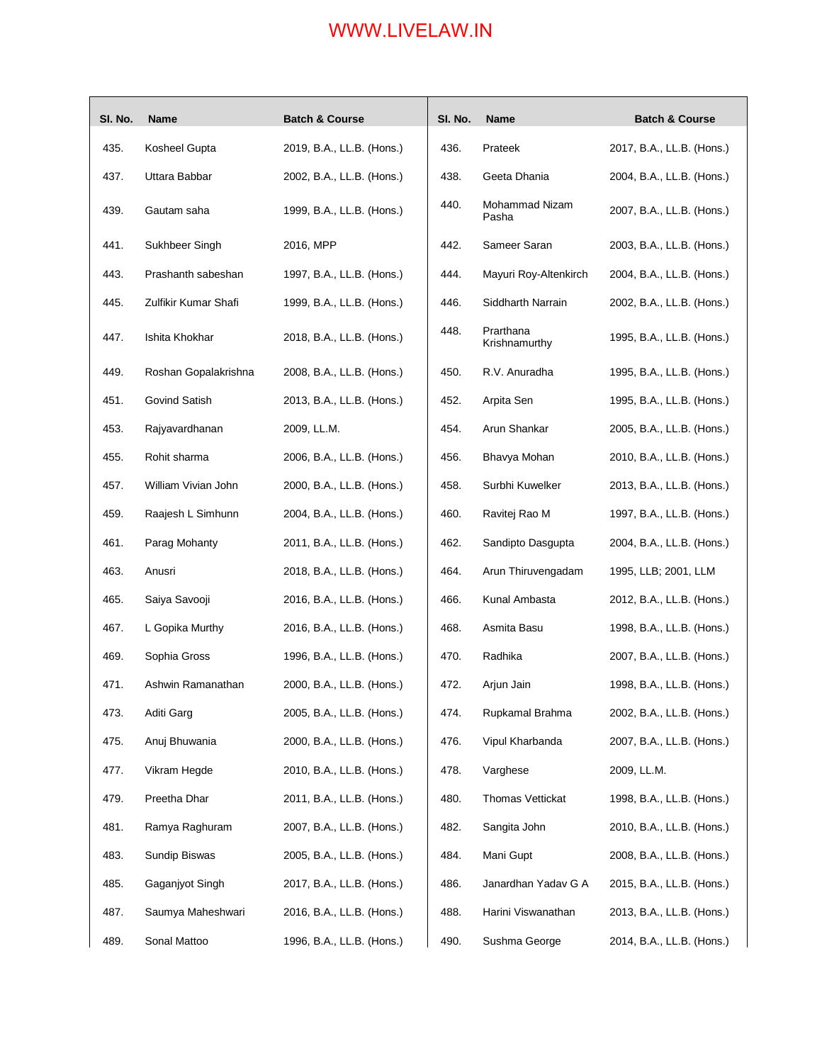| Sl. No. | Name | Batch & Course | Sl. No. | Name | Batch & Course |
|---|---|---|---|---|---|
| 435. | Kosheel Gupta | 2019, B.A., LL.B. (Hons.) | 436. | Prateek | 2017, B.A., LL.B. (Hons.) |
| 437. | Uttara Babbar | 2002, B.A., LL.B. (Hons.) | 438. | Geeta Dhania | 2004, B.A., LL.B. (Hons.) |
| 439. | Gautam saha | 1999, B.A., LL.B. (Hons.) | 440. | Mohammad Nizam Pasha | 2007, B.A., LL.B. (Hons.) |
| 441. | Sukhbeer Singh | 2016, MPP | 442. | Sameer Saran | 2003, B.A., LL.B. (Hons.) |
| 443. | Prashanth sabeshan | 1997, B.A., LL.B. (Hons.) | 444. | Mayuri Roy-Altenkirch | 2004, B.A., LL.B. (Hons.) |
| 445. | Zulfikir Kumar Shafi | 1999, B.A., LL.B. (Hons.) | 446. | Siddharth Narrain | 2002, B.A., LL.B. (Hons.) |
| 447. | Ishita Khokhar | 2018, B.A., LL.B. (Hons.) | 448. | Prarthana Krishnamurthy | 1995, B.A., LL.B. (Hons.) |
| 449. | Roshan Gopalakrishna | 2008, B.A., LL.B. (Hons.) | 450. | R.V. Anuradha | 1995, B.A., LL.B. (Hons.) |
| 451. | Govind Satish | 2013, B.A., LL.B. (Hons.) | 452. | Arpita Sen | 1995, B.A., LL.B. (Hons.) |
| 453. | Rajyavardhanan | 2009, LL.M. | 454. | Arun Shankar | 2005, B.A., LL.B. (Hons.) |
| 455. | Rohit sharma | 2006, B.A., LL.B. (Hons.) | 456. | Bhavya Mohan | 2010, B.A., LL.B. (Hons.) |
| 457. | William Vivian John | 2000, B.A., LL.B. (Hons.) | 458. | Surbhi Kuwelker | 2013, B.A., LL.B. (Hons.) |
| 459. | Raajesh L Simhunn | 2004, B.A., LL.B. (Hons.) | 460. | Ravitej Rao M | 1997, B.A., LL.B. (Hons.) |
| 461. | Parag Mohanty | 2011, B.A., LL.B. (Hons.) | 462. | Sandipto Dasgupta | 2004, B.A., LL.B. (Hons.) |
| 463. | Anusri | 2018, B.A., LL.B. (Hons.) | 464. | Arun Thiruvengadam | 1995, LLB; 2001, LLM |
| 465. | Saiya Savooji | 2016, B.A., LL.B. (Hons.) | 466. | Kunal Ambasta | 2012, B.A., LL.B. (Hons.) |
| 467. | L Gopika Murthy | 2016, B.A., LL.B. (Hons.) | 468. | Asmita Basu | 1998, B.A., LL.B. (Hons.) |
| 469. | Sophia Gross | 1996, B.A., LL.B. (Hons.) | 470. | Radhika | 2007, B.A., LL.B. (Hons.) |
| 471. | Ashwin Ramanathan | 2000, B.A., LL.B. (Hons.) | 472. | Arjun Jain | 1998, B.A., LL.B. (Hons.) |
| 473. | Aditi Garg | 2005, B.A., LL.B. (Hons.) | 474. | Rupkamal Brahma | 2002, B.A., LL.B. (Hons.) |
| 475. | Anuj Bhuwania | 2000, B.A., LL.B. (Hons.) | 476. | Vipul Kharbanda | 2007, B.A., LL.B. (Hons.) |
| 477. | Vikram Hegde | 2010, B.A., LL.B. (Hons.) | 478. | Varghese | 2009, LL.M. |
| 479. | Preetha Dhar | 2011, B.A., LL.B. (Hons.) | 480. | Thomas Vettickat | 1998, B.A., LL.B. (Hons.) |
| 481. | Ramya Raghuram | 2007, B.A., LL.B. (Hons.) | 482. | Sangita John | 2010, B.A., LL.B. (Hons.) |
| 483. | Sundip Biswas | 2005, B.A., LL.B. (Hons.) | 484. | Mani Gupt | 2008, B.A., LL.B. (Hons.) |
| 485. | Gaganjyot Singh | 2017, B.A., LL.B. (Hons.) | 486. | Janardhan Yadav G A | 2015, B.A., LL.B. (Hons.) |
| 487. | Saumya Maheshwari | 2016, B.A., LL.B. (Hons.) | 488. | Harini Viswanathan | 2013, B.A., LL.B. (Hons.) |
| 489. | Sonal Mattoo | 1996, B.A., LL.B. (Hons.) | 490. | Sushma George | 2014, B.A., LL.B. (Hons.) |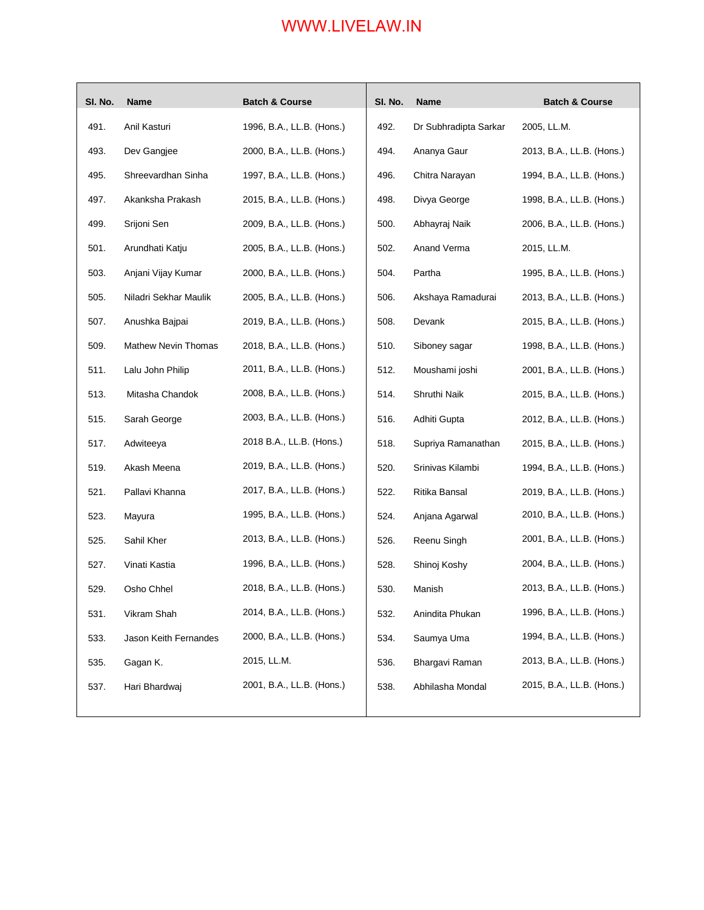| Sl. No. | Name | Batch & Course | Sl. No. | Name | Batch & Course |
|---|---|---|---|---|---|
| 491. | Anil Kasturi | 1996, B.A., LL.B. (Hons.) | 492. | Dr Subhradipta Sarkar | 2005, LL.M. |
| 493. | Dev Gangjee | 2000, B.A., LL.B. (Hons.) | 494. | Ananya Gaur | 2013, B.A., LL.B. (Hons.) |
| 495. | Shreevardhan Sinha | 1997, B.A., LL.B. (Hons.) | 496. | Chitra Narayan | 1994, B.A., LL.B. (Hons.) |
| 497. | Akanksha Prakash | 2015, B.A., LL.B. (Hons.) | 498. | Divya George | 1998, B.A., LL.B. (Hons.) |
| 499. | Srijoni Sen | 2009, B.A., LL.B. (Hons.) | 500. | Abhayraj Naik | 2006, B.A., LL.B. (Hons.) |
| 501. | Arundhati Katju | 2005, B.A., LL.B. (Hons.) | 502. | Anand Verma | 2015, LL.M. |
| 503. | Anjani Vijay Kumar | 2000, B.A., LL.B. (Hons.) | 504. | Partha | 1995, B.A., LL.B. (Hons.) |
| 505. | Niladri Sekhar Maulik | 2005, B.A., LL.B. (Hons.) | 506. | Akshaya Ramadurai | 2013, B.A., LL.B. (Hons.) |
| 507. | Anushka Bajpai | 2019, B.A., LL.B. (Hons.) | 508. | Devank | 2015, B.A., LL.B. (Hons.) |
| 509. | Mathew Nevin Thomas | 2018, B.A., LL.B. (Hons.) | 510. | Siboney sagar | 1998, B.A., LL.B. (Hons.) |
| 511. | Lalu John Philip | 2011, B.A., LL.B. (Hons.) | 512. | Moushami joshi | 2001, B.A., LL.B. (Hons.) |
| 513. | Mitasha Chandok | 2008, B.A., LL.B. (Hons.) | 514. | Shruthi Naik | 2015, B.A., LL.B. (Hons.) |
| 515. | Sarah George | 2003, B.A., LL.B. (Hons.) | 516. | Adhiti Gupta | 2012, B.A., LL.B. (Hons.) |
| 517. | Adwiteeya | 2018 B.A., LL.B. (Hons.) | 518. | Supriya Ramanathan | 2015, B.A., LL.B. (Hons.) |
| 519. | Akash Meena | 2019, B.A., LL.B. (Hons.) | 520. | Srinivas Kilambi | 1994, B.A., LL.B. (Hons.) |
| 521. | Pallavi Khanna | 2017, B.A., LL.B. (Hons.) | 522. | Ritika Bansal | 2019, B.A., LL.B. (Hons.) |
| 523. | Mayura | 1995, B.A., LL.B. (Hons.) | 524. | Anjana Agarwal | 2010, B.A., LL.B. (Hons.) |
| 525. | Sahil Kher | 2013, B.A., LL.B. (Hons.) | 526. | Reenu Singh | 2001, B.A., LL.B. (Hons.) |
| 527. | Vinati Kastia | 1996, B.A., LL.B. (Hons.) | 528. | Shinoj Koshy | 2004, B.A., LL.B. (Hons.) |
| 529. | Osho Chhel | 2018, B.A., LL.B. (Hons.) | 530. | Manish | 2013, B.A., LL.B. (Hons.) |
| 531. | Vikram Shah | 2014, B.A., LL.B. (Hons.) | 532. | Anindita Phukan | 1996, B.A., LL.B. (Hons.) |
| 533. | Jason Keith Fernandes | 2000, B.A., LL.B. (Hons.) | 534. | Saumya Uma | 1994, B.A., LL.B. (Hons.) |
| 535. | Gagan K. | 2015, LL.M. | 536. | Bhargavi Raman | 2013, B.A., LL.B. (Hons.) |
| 537. | Hari Bhardwaj | 2001, B.A., LL.B. (Hons.) | 538. | Abhilasha Mondal | 2015, B.A., LL.B. (Hons.) |